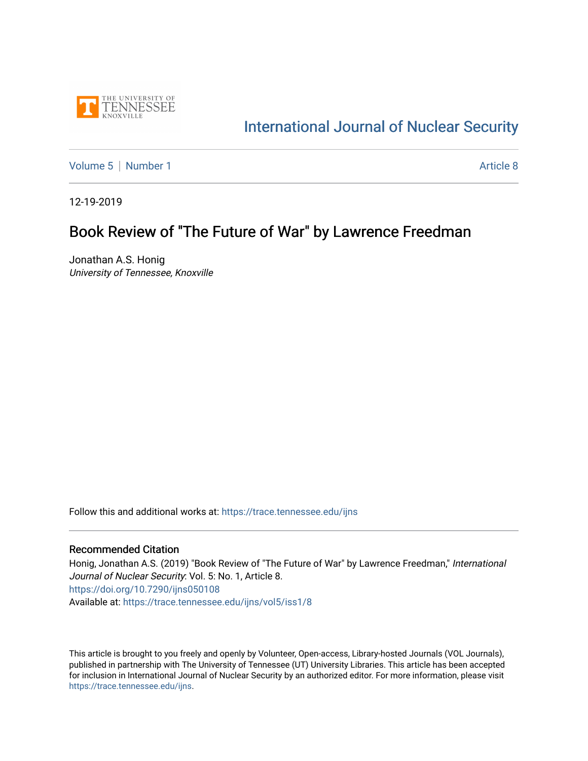THE UNIVERSITY OF TENNESSEE KNOXVILLE

International Journal of Nuclear Security

Volume 5 | Number 1 Article 8

12-19-2019

# Book Review of "The Future of War" by Lawrence Freedman

Jonathan A.S. Honig
*University of Tennessee, Knoxville*

Follow this and additional works at: https://trace.tennessee.edu/ijns

## Recommended Citation

Honig, Jonathan A.S. (2019) "Book Review of "The Future of War" by Lawrence Freedman," *International Journal of Nuclear Security*: Vol. 5: No. 1, Article 8.
https://doi.org/10.7290/ijns050108
Available at: https://trace.tennessee.edu/ijns/vol5/iss1/8

This article is brought to you freely and openly by Volunteer, Open-access, Library-hosted Journals (VOL Journals), published in partnership with The University of Tennessee (UT) University Libraries. This article has been accepted for inclusion in International Journal of Nuclear Security by an authorized editor. For more information, please visit https://trace.tennessee.edu/ijns.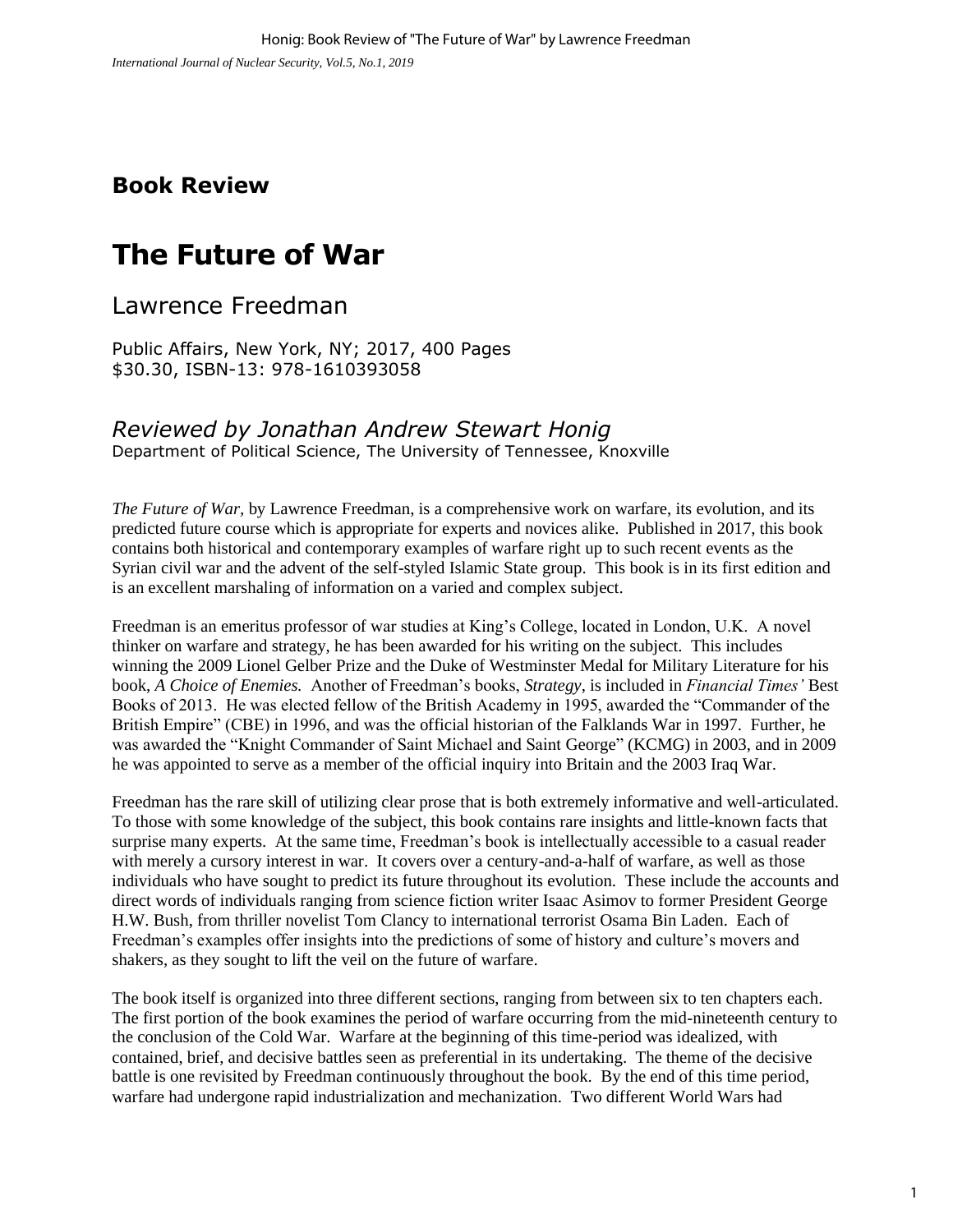## Book Review

# The Future of War

## Lawrence Freedman

Public Affairs, New York, NY; 2017, 400 Pages
$30.30, ISBN-13: 978-1610393058

### *Reviewed by Jonathan Andrew Stewart Honig*

Department of Political Science, The University of Tennessee, Knoxville

*The Future of War*, by Lawrence Freedman, is a comprehensive work on warfare, its evolution, and its predicted future course which is appropriate for experts and novices alike. Published in 2017, this book contains both historical and contemporary examples of warfare right up to such recent events as the Syrian civil war and the advent of the self-styled Islamic State group. This book is in its first edition and is an excellent marshaling of information on a varied and complex subject.

Freedman is an emeritus professor of war studies at King's College, located in London, U.K. A novel thinker on warfare and strategy, he has been awarded for his writing on the subject. This includes winning the 2009 Lionel Gelber Prize and the Duke of Westminster Medal for Military Literature for his book, *A Choice of Enemies.* Another of Freedman's books, *Strategy*, is included in *Financial Times'* Best Books of 2013. He was elected fellow of the British Academy in 1995, awarded the "Commander of the British Empire" (CBE) in 1996, and was the official historian of the Falklands War in 1997. Further, he was awarded the "Knight Commander of Saint Michael and Saint George" (KCMG) in 2003, and in 2009 he was appointed to serve as a member of the official inquiry into Britain and the 2003 Iraq War.

Freedman has the rare skill of utilizing clear prose that is both extremely informative and well-articulated. To those with some knowledge of the subject, this book contains rare insights and little-known facts that surprise many experts. At the same time, Freedman's book is intellectually accessible to a casual reader with merely a cursory interest in war. It covers over a century-and-a-half of warfare, as well as those individuals who have sought to predict its future throughout its evolution. These include the accounts and direct words of individuals ranging from science fiction writer Isaac Asimov to former President George H.W. Bush, from thriller novelist Tom Clancy to international terrorist Osama Bin Laden. Each of Freedman's examples offer insights into the predictions of some of history and culture's movers and shakers, as they sought to lift the veil on the future of warfare.

The book itself is organized into three different sections, ranging from between six to ten chapters each. The first portion of the book examines the period of warfare occurring from the mid-nineteenth century to the conclusion of the Cold War. Warfare at the beginning of this time-period was idealized, with contained, brief, and decisive battles seen as preferential in its undertaking. The theme of the decisive battle is one revisited by Freedman continuously throughout the book. By the end of this time period, warfare had undergone rapid industrialization and mechanization. Two different World Wars had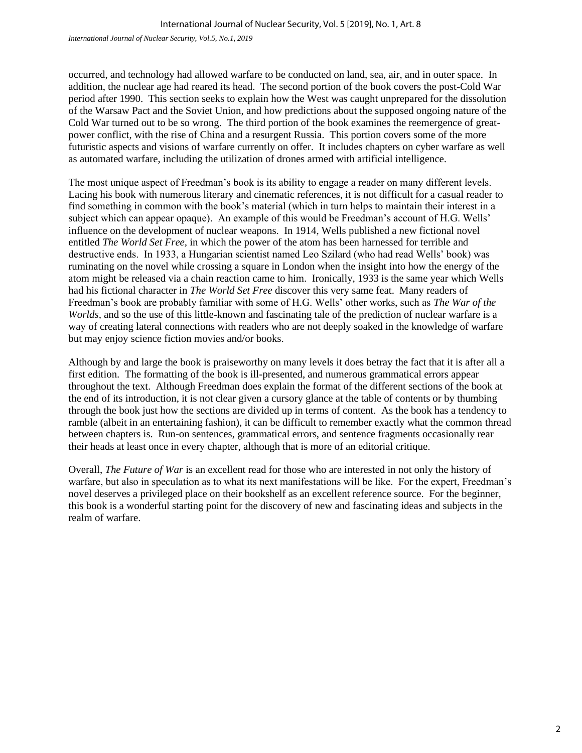occurred, and technology had allowed warfare to be conducted on land, sea, air, and in outer space. In addition, the nuclear age had reared its head. The second portion of the book covers the post-Cold War period after 1990. This section seeks to explain how the West was caught unprepared for the dissolution of the Warsaw Pact and the Soviet Union, and how predictions about the supposed ongoing nature of the Cold War turned out to be so wrong. The third portion of the book examines the reemergence of great-power conflict, with the rise of China and a resurgent Russia. This portion covers some of the more futuristic aspects and visions of warfare currently on offer. It includes chapters on cyber warfare as well as automated warfare, including the utilization of drones armed with artificial intelligence.

The most unique aspect of Freedman's book is its ability to engage a reader on many different levels. Lacing his book with numerous literary and cinematic references, it is not difficult for a casual reader to find something in common with the book's material (which in turn helps to maintain their interest in a subject which can appear opaque). An example of this would be Freedman's account of H.G. Wells' influence on the development of nuclear weapons. In 1914, Wells published a new fictional novel entitled *The World Set Free*, in which the power of the atom has been harnessed for terrible and destructive ends. In 1933, a Hungarian scientist named Leo Szilard (who had read Wells' book) was ruminating on the novel while crossing a square in London when the insight into how the energy of the atom might be released via a chain reaction came to him. Ironically, 1933 is the same year which Wells had his fictional character in *The World Set Free* discover this very same feat. Many readers of Freedman's book are probably familiar with some of H.G. Wells' other works, such as *The War of the Worlds*, and so the use of this little-known and fascinating tale of the prediction of nuclear warfare is a way of creating lateral connections with readers who are not deeply soaked in the knowledge of warfare but may enjoy science fiction movies and/or books.

Although by and large the book is praiseworthy on many levels it does betray the fact that it is after all a first edition. The formatting of the book is ill-presented, and numerous grammatical errors appear throughout the text. Although Freedman does explain the format of the different sections of the book at the end of its introduction, it is not clear given a cursory glance at the table of contents or by thumbing through the book just how the sections are divided up in terms of content. As the book has a tendency to ramble (albeit in an entertaining fashion), it can be difficult to remember exactly what the common thread between chapters is. Run-on sentences, grammatical errors, and sentence fragments occasionally rear their heads at least once in every chapter, although that is more of an editorial critique.

Overall, *The Future of War* is an excellent read for those who are interested in not only the history of warfare, but also in speculation as to what its next manifestations will be like. For the expert, Freedman's novel deserves a privileged place on their bookshelf as an excellent reference source. For the beginner, this book is a wonderful starting point for the discovery of new and fascinating ideas and subjects in the realm of warfare.